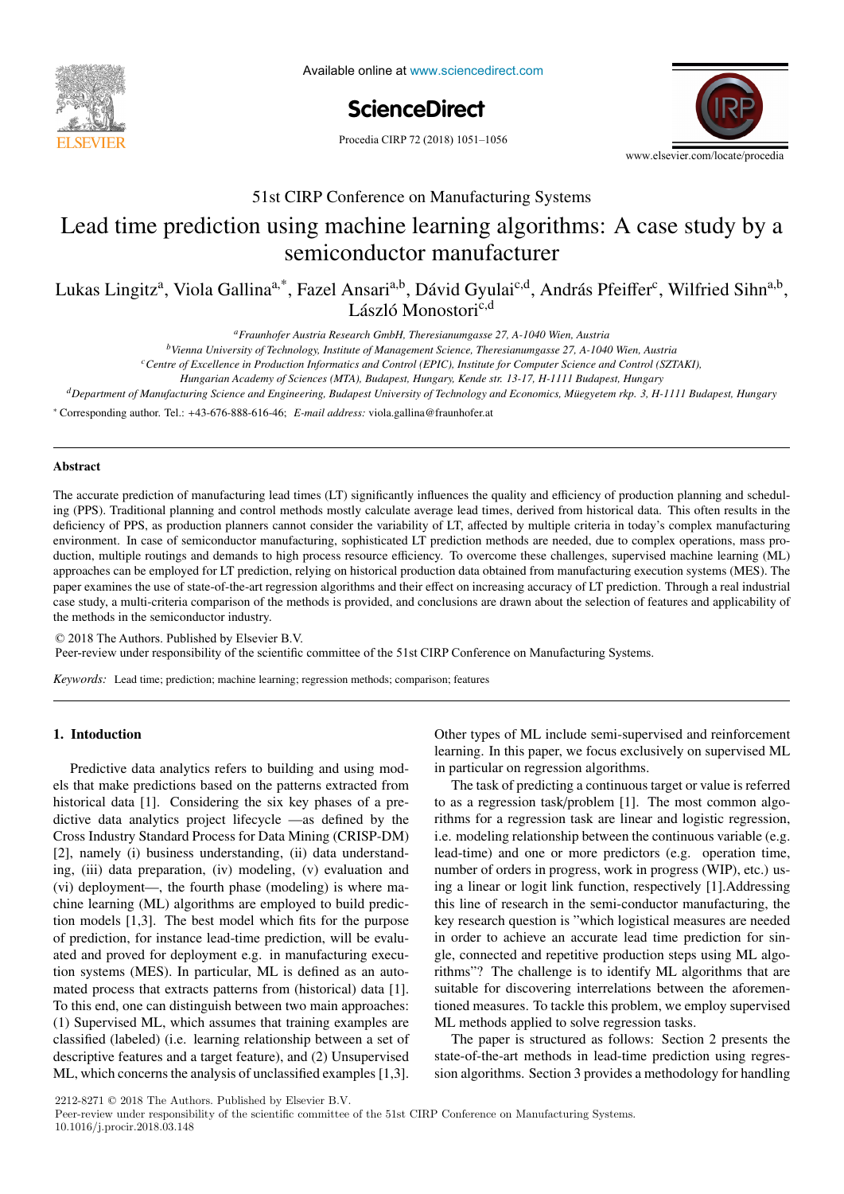51st CIRP Conference on Manufacturing Systems

# Lead time prediction using machine learning algorithms: A case study by a semiconductor manufacturer

Lukas Lingitz[a], Viola Gallina[a,*], Fazel Ansari[a,b], Dávid Gyulai[c,d], András Pfeiffer[c], Wilfried Sihn[a,b], László Monostori[c,d]

[a] Fraunhofer Austria Research GmbH, Theresianumgasse 27, A-1040 Wien, Austria

[b] Vienna University of Technology, Institute of Management Science, Theresianumgasse 27, A-1040 Wien, Austria

[c] Centre of Excellence in Production Informatics and Control (EPIC), Institute for Computer Science and Control (SZTAKI), Hungarian Academy of Sciences (MTA), Budapest, Hungary, Kende str. 13-17, H-1111 Budapest, Hungary

[d] Department of Manufacturing Science and Engineering, Budapest University of Technology and Economics, Műegyetem rkp. 3, H-1111 Budapest, Hungary

* Corresponding author. Tel.: +43-676-888-616-46; *E-mail address:* viola.gallina@fraunhofer.at

## Abstract

The accurate prediction of manufacturing lead times (LT) significantly influences the quality and efficiency of production planning and scheduling (PPS). Traditional planning and control methods mostly calculate average lead times, derived from historical data. This often results in the deficiency of PPS, as production planners cannot consider the variability of LT, affected by multiple criteria in today's complex manufacturing environment. In case of semiconductor manufacturing, sophisticated LT prediction methods are needed, due to complex operations, mass production, multiple routings and demands to high process resource efficiency. To overcome these challenges, supervised machine learning (ML) approaches can be employed for LT prediction, relying on historical production data obtained from manufacturing execution systems (MES). The paper examines the use of state-of-the-art regression algorithms and their effect on increasing accuracy of LT prediction. Through a real industrial case study, a multi-criteria comparison of the methods is provided, and conclusions are drawn about the selection of features and applicability of the methods in the semiconductor industry.

© 2018 The Authors. Published by Elsevier B.V.
Peer-review under responsibility of the scientific committee of the 51st CIRP Conference on Manufacturing Systems.

*Keywords:* Lead time; prediction; machine learning; regression methods; comparison; features

## 1. Intoduction

Predictive data analytics refers to building and using models that make predictions based on the patterns extracted from historical data [1]. Considering the six key phases of a predictive data analytics project lifecycle —as defined by the Cross Industry Standard Process for Data Mining (CRISP-DM) [2], namely (i) business understanding, (ii) data understanding, (iii) data preparation, (iv) modeling, (v) evaluation and (vi) deployment—, the fourth phase (modeling) is where machine learning (ML) algorithms are employed to build prediction models [1,3]. The best model which fits for the purpose of prediction, for instance lead-time prediction, will be evaluated and proved for deployment e.g. in manufacturing execution systems (MES). In particular, ML is defined as an automated process that extracts patterns from (historical) data [1]. To this end, one can distinguish between two main approaches: (1) Supervised ML, which assumes that training examples are classified (labeled) (i.e. learning relationship between a set of descriptive features and a target feature), and (2) Unsupervised ML, which concerns the analysis of unclassified examples [1,3]. Other types of ML include semi-supervised and reinforcement learning. In this paper, we focus exclusively on supervised ML in particular on regression algorithms.

The task of predicting a continuous target or value is referred to as a regression task/problem [1]. The most common algorithms for a regression task are linear and logistic regression, i.e. modeling relationship between the continuous variable (e.g. lead-time) and one or more predictors (e.g. operation time, number of orders in progress, work in progress (WIP), etc.) using a linear or logit link function, respectively [1].Addressing this line of research in the semi-conductor manufacturing, the key research question is "which logistical measures are needed in order to achieve an accurate lead time prediction for single, connected and repetitive production steps using ML algorithms"? The challenge is to identify ML algorithms that are suitable for discovering interrelations between the aforementioned measures. To tackle this problem, we employ supervised ML methods applied to solve regression tasks.

The paper is structured as follows: Section 2 presents the state-of-the-art methods in lead-time prediction using regression algorithms. Section 3 provides a methodology for handling

2212-8271 © 2018 The Authors. Published by Elsevier B.V.
Peer-review under responsibility of the scientific committee of the 51st CIRP Conference on Manufacturing Systems.
10.1016/j.procir.2018.03.148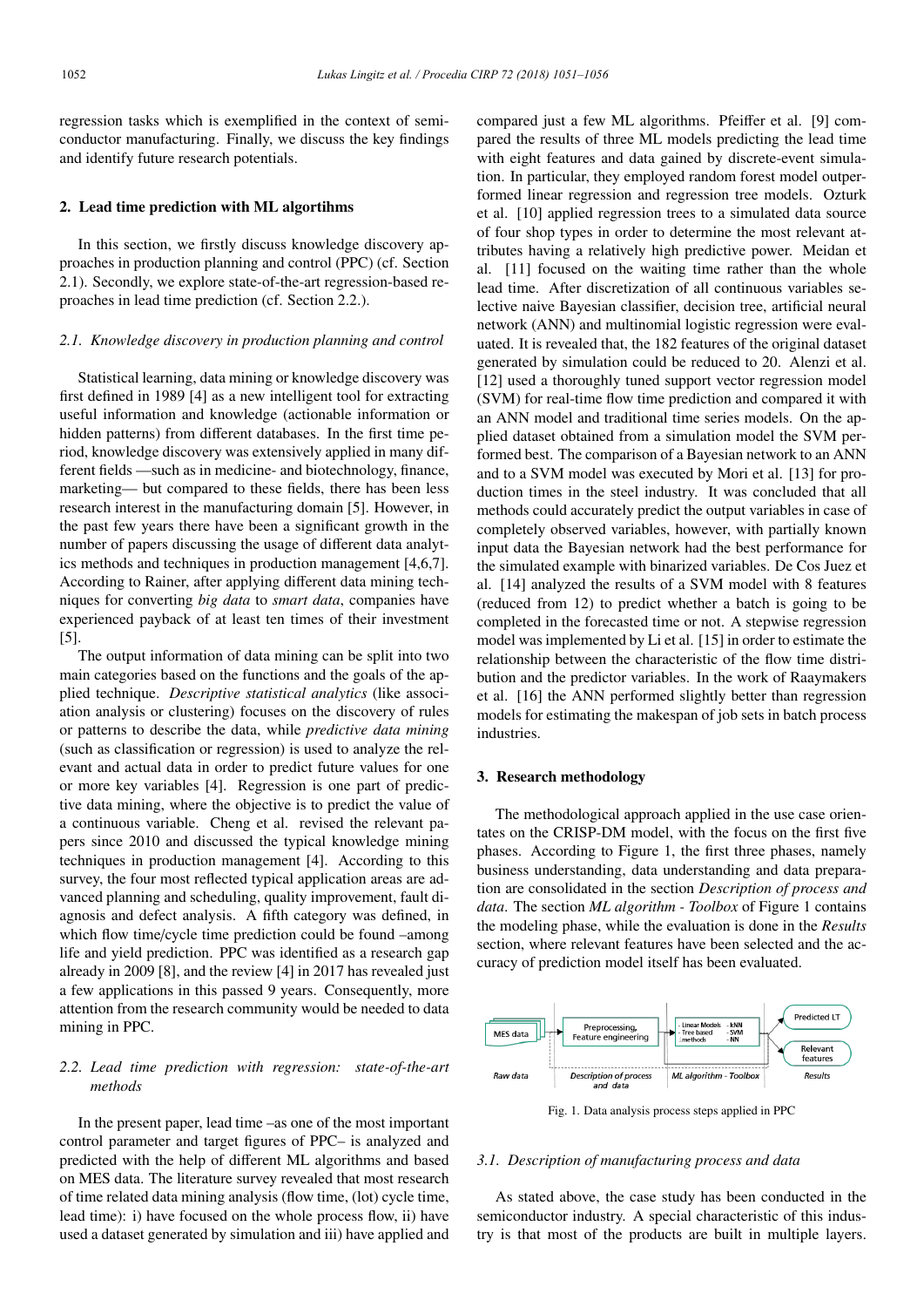regression tasks which is exemplified in the context of semiconductor manufacturing. Finally, we discuss the key findings and identify future research potentials.

## 2. Lead time prediction with ML algortihms

In this section, we firstly discuss knowledge discovery approaches in production planning and control (PPC) (cf. Section 2.1). Secondly, we explore state-of-the-art regression-based reproaches in lead time prediction (cf. Section 2.2.).

### 2.1. Knowledge discovery in production planning and control

Statistical learning, data mining or knowledge discovery was first defined in 1989 [4] as a new intelligent tool for extracting useful information and knowledge (actionable information or hidden patterns) from different databases. In the first time period, knowledge discovery was extensively applied in many different fields —such as in medicine- and biotechnology, finance, marketing— but compared to these fields, there has been less research interest in the manufacturing domain [5]. However, in the past few years there have been a significant growth in the number of papers discussing the usage of different data analytics methods and techniques in production management [4,6,7]. According to Rainer, after applying different data mining techniques for converting *big data* to *smart data*, companies have experienced payback of at least ten times of their investment [5].

The output information of data mining can be split into two main categories based on the functions and the goals of the applied technique. *Descriptive statistical analytics* (like association analysis or clustering) focuses on the discovery of rules or patterns to describe the data, while *predictive data mining* (such as classification or regression) is used to analyze the relevant and actual data in order to predict future values for one or more key variables [4]. Regression is one part of predictive data mining, where the objective is to predict the value of a continuous variable. Cheng et al. revised the relevant papers since 2010 and discussed the typical knowledge mining techniques in production management [4]. According to this survey, the four most reflected typical application areas are advanced planning and scheduling, quality improvement, fault diagnosis and defect analysis. A fifth category was defined, in which flow time/cycle time prediction could be found –among life and yield prediction. PPC was identified as a research gap already in 2009 [8], and the review [4] in 2017 has revealed just a few applications in this passed 9 years. Consequently, more attention from the research community would be needed to data mining in PPC.

### 2.2. Lead time prediction with regression: state-of-the-art methods

In the present paper, lead time –as one of the most important control parameter and target figures of PPC– is analyzed and predicted with the help of different ML algorithms and based on MES data. The literature survey revealed that most research of time related data mining analysis (flow time, (lot) cycle time, lead time): i) have focused on the whole process flow, ii) have used a dataset generated by simulation and iii) have applied and compared just a few ML algorithms. Pfeiffer et al. [9] compared the results of three ML models predicting the lead time with eight features and data gained by discrete-event simulation. In particular, they employed random forest model outperformed linear regression and regression tree models. Ozturk et al. [10] applied regression trees to a simulated data source of four shop types in order to determine the most relevant attributes having a relatively high predictive power. Meidan et al. [11] focused on the waiting time rather than the whole lead time. After discretization of all continuous variables selective naive Bayesian classifier, decision tree, artificial neural network (ANN) and multinomial logistic regression were evaluated. It is revealed that, the 182 features of the original dataset generated by simulation could be reduced to 20. Alenzi et al. [12] used a thoroughly tuned support vector regression model (SVM) for real-time flow time prediction and compared it with an ANN model and traditional time series models. On the applied dataset obtained from a simulation model the SVM performed best. The comparison of a Bayesian network to an ANN and to a SVM model was executed by Mori et al. [13] for production times in the steel industry. It was concluded that all methods could accurately predict the output variables in case of completely observed variables, however, with partially known input data the Bayesian network had the best performance for the simulated example with binarized variables. De Cos Juez et al. [14] analyzed the results of a SVM model with 8 features (reduced from 12) to predict whether a batch is going to be completed in the forecasted time or not. A stepwise regression model was implemented by Li et al. [15] in order to estimate the relationship between the characteristic of the flow time distribution and the predictor variables. In the work of Raaymakers et al. [16] the ANN performed slightly better than regression models for estimating the makespan of job sets in batch process industries.

## 3. Research methodology

The methodological approach applied in the use case orientates on the CRISP-DM model, with the focus on the first five phases. According to Figure 1, the first three phases, namely business understanding, data understanding and data preparation are consolidated in the section *Description of process and data*. The section *ML algorithm - Toolbox* of Figure 1 contains the modeling phase, while the evaluation is done in the *Results* section, where relevant features have been selected and the accuracy of prediction model itself has been evaluated.

Fig. 1. Data analysis process steps applied in PPC

### 3.1. Description of manufacturing process and data

As stated above, the case study has been conducted in the semiconductor industry. A special characteristic of this industry is that most of the products are built in multiple layers.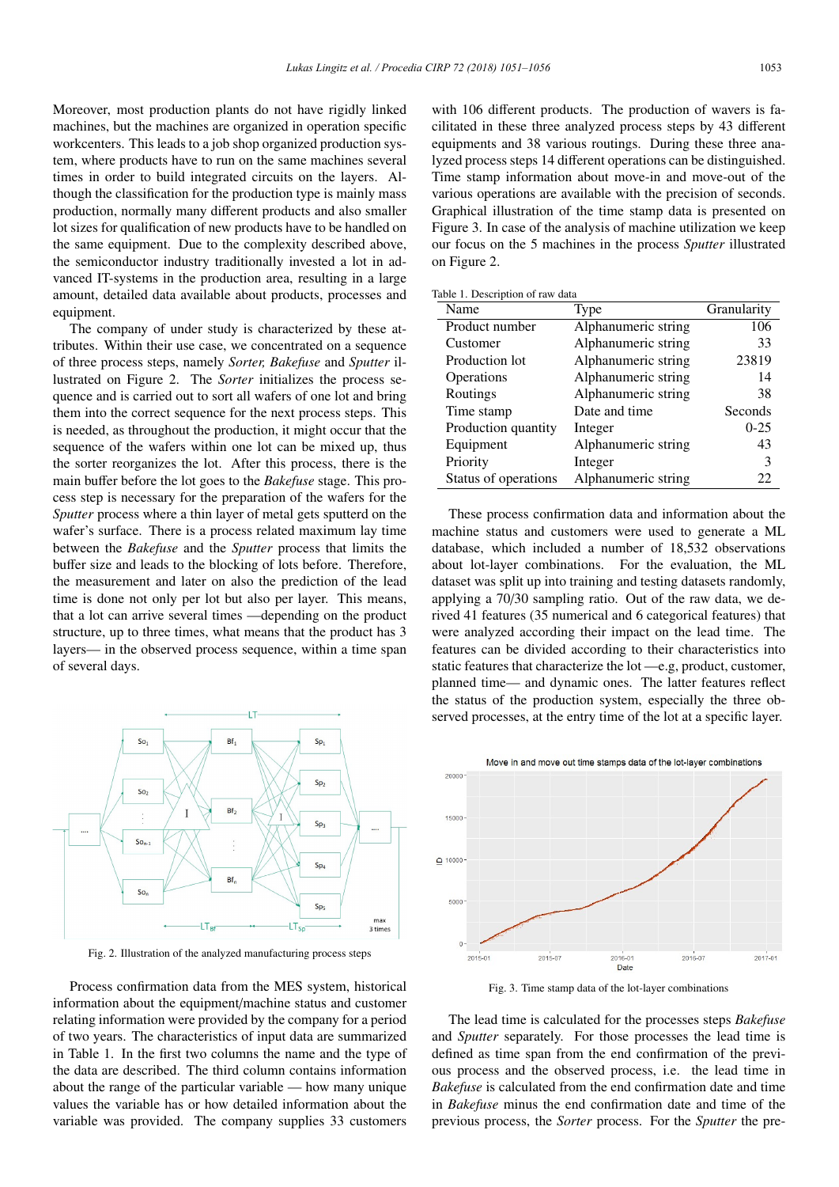Moreover, most production plants do not have rigidly linked machines, but the machines are organized in operation specific workcenters. This leads to a job shop organized production system, where products have to run on the same machines several times in order to build integrated circuits on the layers. Although the classification for the production type is mainly mass production, normally many different products and also smaller lot sizes for qualification of new products have to be handled on the same equipment. Due to the complexity described above, the semiconductor industry traditionally invested a lot in advanced IT-systems in the production area, resulting in a large amount, detailed data available about products, processes and equipment.

The company of under study is characterized by these attributes. Within their use case, we concentrated on a sequence of three process steps, namely *Sorter, Bakefuse* and *Sputter* illustrated on Figure 2. The *Sorter* initializes the process sequence and is carried out to sort all wafers of one lot and bring them into the correct sequence for the next process steps. This is needed, as throughout the production, it might occur that the sequence of the wafers within one lot can be mixed up, thus the sorter reorganizes the lot. After this process, there is the main buffer before the lot goes to the *Bakefuse* stage. This process step is necessary for the preparation of the wafers for the *Sputter* process where a thin layer of metal gets sputterd on the wafer's surface. There is a process related maximum lay time between the *Bakefuse* and the *Sputter* process that limits the buffer size and leads to the blocking of lots before. Therefore, the measurement and later on also the prediction of the lead time is done not only per lot but also per layer. This means, that a lot can arrive several times —depending on the product structure, up to three times, what means that the product has 3 layers— in the observed process sequence, within a time span of several days.

Fig. 2. Illustration of the analyzed manufacturing process steps

Process confirmation data from the MES system, historical information about the equipment/machine status and customer relating information were provided by the company for a period of two years. The characteristics of input data are summarized in Table 1. In the first two columns the name and the type of the data are described. The third column contains information about the range of the particular variable — how many unique values the variable has or how detailed information about the variable was provided. The company supplies 33 customers with 106 different products. The production of wavers is facilitated in these three analyzed process steps by 43 different equipments and 38 various routings. During these three analyzed process steps 14 different operations can be distinguished. Time stamp information about move-in and move-out of the various operations are available with the precision of seconds. Graphical illustration of the time stamp data is presented on Figure 3. In case of the analysis of machine utilization we keep our focus on the 5 machines in the process *Sputter* illustrated on Figure 2.

Table 1. Description of raw data

| Name | Type | Granularity |
|---|---|---|
| Product number | Alphanumeric string | 106 |
| Customer | Alphanumeric string | 33 |
| Production lot | Alphanumeric string | 23819 |
| Operations | Alphanumeric string | 14 |
| Routings | Alphanumeric string | 38 |
| Time stamp | Date and time | Seconds |
| Production quantity | Integer | 0-25 |
| Equipment | Alphanumeric string | 43 |
| Priority | Integer | 3 |
| Status of operations | Alphanumeric string | 22 |

These process confirmation data and information about the machine status and customers were used to generate a ML database, which included a number of 18,532 observations about lot-layer combinations. For the evaluation, the ML dataset was split up into training and testing datasets randomly, applying a 70/30 sampling ratio. Out of the raw data, we derived 41 features (35 numerical and 6 categorical features) that were analyzed according their impact on the lead time. The features can be divided according to their characteristics into static features that characterize the lot —e.g, product, customer, planned time— and dynamic ones. The latter features reflect the status of the production system, especially the three observed processes, at the entry time of the lot at a specific layer.

Fig. 3. Time stamp data of the lot-layer combinations

The lead time is calculated for the processes steps *Bakefuse* and *Sputter* separately. For those processes the lead time is defined as time span from the end confirmation of the previous process and the observed process, i.e. the lead time in *Bakefuse* is calculated from the end confirmation date and time in *Bakefuse* minus the end confirmation date and time of the previous process, the *Sorter* process. For the *Sputter* the pre-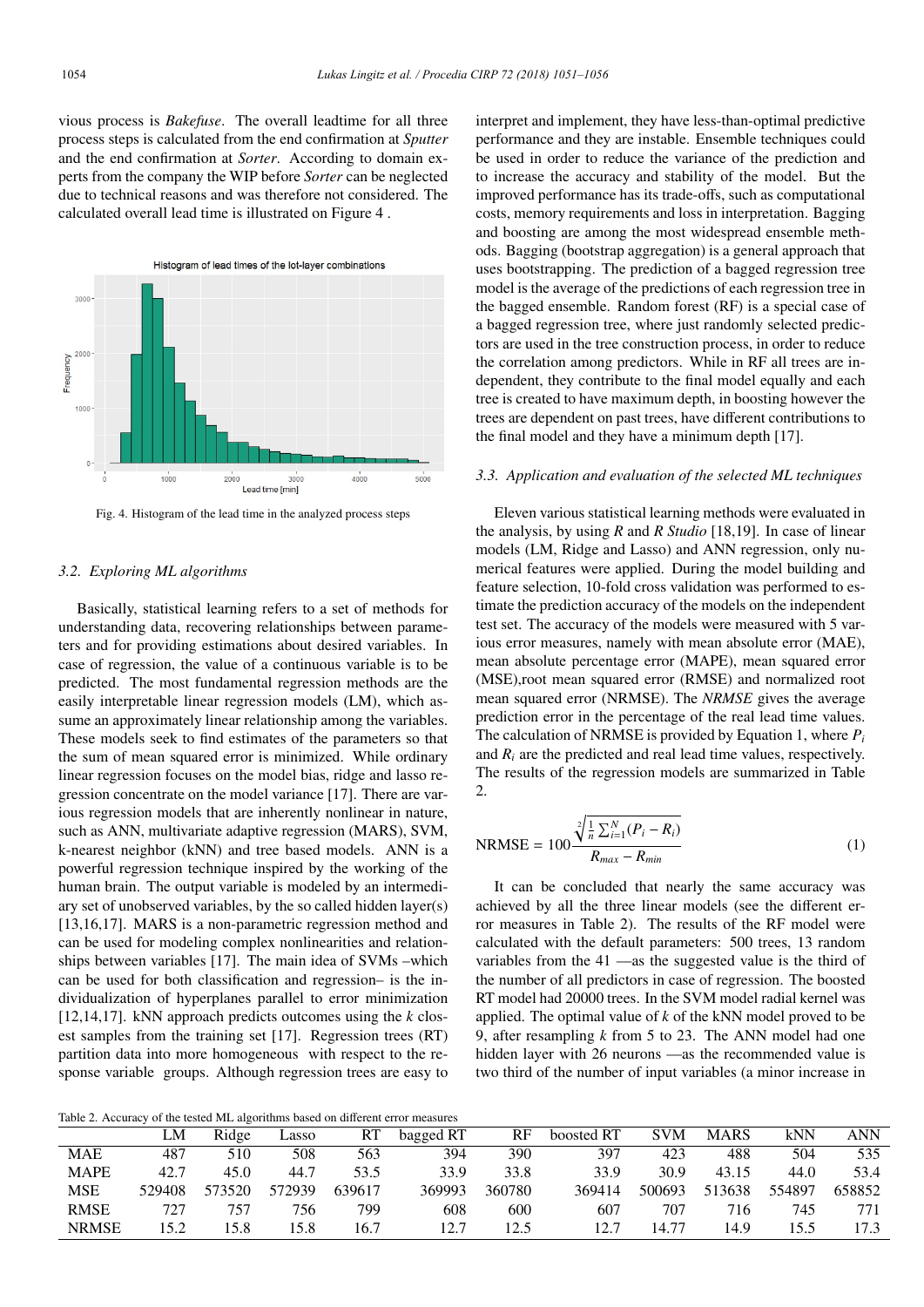vious process is *Bakefuse*. The overall leadtime for all three process steps is calculated from the end confirmation at *Sputter* and the end confirmation at *Sorter*. According to domain experts from the company the WIP before *Sorter* can be neglected due to technical reasons and was therefore not considered. The calculated overall lead time is illustrated on Figure 4 .

Fig. 4. Histogram of the lead time in the analyzed process steps

### 3.2. Exploring ML algorithms

Basically, statistical learning refers to a set of methods for understanding data, recovering relationships between parameters and for providing estimations about desired variables. In case of regression, the value of a continuous variable is to be predicted. The most fundamental regression methods are the easily interpretable linear regression models (LM), which assume an approximately linear relationship among the variables. These models seek to find estimates of the parameters so that the sum of mean squared error is minimized. While ordinary linear regression focuses on the model bias, ridge and lasso regression concentrate on the model variance [17]. There are various regression models that are inherently nonlinear in nature, such as ANN, multivariate adaptive regression (MARS), SVM, k-nearest neighbor (kNN) and tree based models. ANN is a powerful regression technique inspired by the working of the human brain. The output variable is modeled by an intermediary set of unobserved variables, by the so called hidden layer(s) [13,16,17]. MARS is a non-parametric regression method and can be used for modeling complex nonlinearities and relationships between variables [17]. The main idea of SVMs –which can be used for both classification and regression– is the individualization of hyperplanes parallel to error minimization [12,14,17]. kNN approach predicts outcomes using the *k* closest samples from the training set [17]. Regression trees (RT) partition data into more homogeneous with respect to the response variable groups. Although regression trees are easy to interpret and implement, they have less-than-optimal predictive performance and they are instable. Ensemble techniques could be used in order to reduce the variance of the prediction and to increase the accuracy and stability of the model. But the improved performance has its trade-offs, such as computational costs, memory requirements and loss in interpretation. Bagging and boosting are among the most widespread ensemble methods. Bagging (bootstrap aggregation) is a general approach that uses bootstrapping. The prediction of a bagged regression tree model is the average of the predictions of each regression tree in the bagged ensemble. Random forest (RF) is a special case of a bagged regression tree, where just randomly selected predictors are used in the tree construction process, in order to reduce the correlation among predictors. While in RF all trees are independent, they contribute to the final model equally and each tree is created to have maximum depth, in boosting however the trees are dependent on past trees, have different contributions to the final model and they have a minimum depth [17].

### 3.3. Application and evaluation of the selected ML techniques

Eleven various statistical learning methods were evaluated in the analysis, by using *R* and *R Studio* [18,19]. In case of linear models (LM, Ridge and Lasso) and ANN regression, only numerical features were applied. During the model building and feature selection, 10-fold cross validation was performed to estimate the prediction accuracy of the models on the independent test set. The accuracy of the models were measured with 5 various error measures, namely with mean absolute error (MAE), mean absolute percentage error (MAPE), mean squared error (MSE),root mean squared error (RMSE) and normalized root mean squared error (NRMSE). The *NRMSE* gives the average prediction error in the percentage of the real lead time values. The calculation of NRMSE is provided by Equation 1, where $P_i$ and $R_i$ are the predicted and real lead time values, respectively. The results of the regression models are summarized in Table 2.

$$\text{NRMSE} = 100\frac{\sqrt[2]{\frac{1}{n}\sum_{i=1}^{N}(P_i - R_i)}}{R_{max} - R_{min}} \tag{1}$$

It can be concluded that nearly the same accuracy was achieved by all the three linear models (see the different error measures in Table 2). The results of the RF model were calculated with the default parameters: 500 trees, 13 random variables from the 41 —as the suggested value is the third of the number of all predictors in case of regression. The boosted RT model had 20000 trees. In the SVM model radial kernel was applied. The optimal value of *k* of the kNN model proved to be 9, after resampling *k* from 5 to 23. The ANN model had one hidden layer with 26 neurons —as the recommended value is two third of the number of input variables (a minor increase in

Table 2. Accuracy of the tested ML algorithms based on different error measures

| | LM | Ridge | Lasso | RT | bagged RT | RF | boosted RT | SVM | MARS | kNN | ANN |
|---|---|---|---|---|---|---|---|---|---|---|---|
| MAE | 487 | 510 | 508 | 563 | 394 | 390 | 397 | 423 | 488 | 504 | 535 |
| MAPE | 42.7 | 45.0 | 44.7 | 53.5 | 33.9 | 33.8 | 33.9 | 30.9 | 43.15 | 44.0 | 53.4 |
| MSE | 529408 | 573520 | 572939 | 639617 | 369993 | 360780 | 369414 | 500693 | 513638 | 554897 | 658852 |
| RMSE | 727 | 757 | 756 | 799 | 608 | 600 | 607 | 707 | 716 | 745 | 771 |
| NRMSE | 15.2 | 15.8 | 15.8 | 16.7 | 12.7 | 12.5 | 12.7 | 14.77 | 14.9 | 15.5 | 17.3 |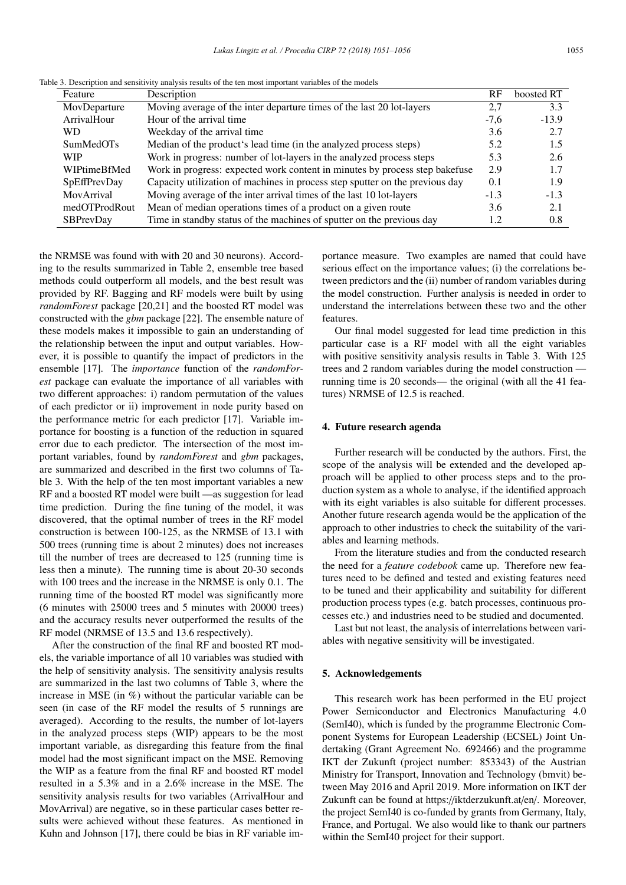Table 3. Description and sensitivity analysis results of the ten most important variables of the models

| Feature | Description | RF | boosted RT |
|---|---|---|---|
| MovDeparture | Moving average of the inter departure times of the last 20 lot-layers | 2,7 | 3.3 |
| ArrivalHour | Hour of the arrival time | -7,6 | -13.9 |
| WD | Weekday of the arrival time | 3.6 | 2.7 |
| SumMedOTs | Median of the product's lead time (in the analyzed process steps) | 5.2 | 1.5 |
| WIP | Work in progress: number of lot-layers in the analyzed process steps | 5.3 | 2.6 |
| WIPtimeBfMed | Work in progress: expected work content in minutes by process step bakefuse | 2.9 | 1.7 |
| SpEffPrevDay | Capacity utilization of machines in process step sputter on the previous day | 0.1 | 1.9 |
| MovArrival | Moving average of the inter arrival times of the last 10 lot-layers | -1.3 | -1.3 |
| medOTProdRout | Mean of median operations times of a product on a given route | 3.6 | 2.1 |
| SBPrevDay | Time in standby status of the machines of sputter on the previous day | 1.2 | 0.8 |

the NRMSE was found with with 20 and 30 neurons). According to the results summarized in Table 2, ensemble tree based methods could outperform all models, and the best result was provided by RF. Bagging and RF models were built by using *randomForest* package [20,21] and the boosted RT model was constructed with the *gbm* package [22]. The ensemble nature of these models makes it impossible to gain an understanding of the relationship between the input and output variables. However, it is possible to quantify the impact of predictors in the ensemble [17]. The *importance* function of the *randomForest* package can evaluate the importance of all variables with two different approaches: i) random permutation of the values of each predictor or ii) improvement in node purity based on the performance metric for each predictor [17]. Variable importance for boosting is a function of the reduction in squared error due to each predictor. The intersection of the most important variables, found by *randomForest* and *gbm* packages, are summarized and described in the first two columns of Table 3. With the help of the ten most important variables a new RF and a boosted RT model were built —as suggestion for lead time prediction. During the fine tuning of the model, it was discovered, that the optimal number of trees in the RF model construction is between 100-125, as the NRMSE of 13.1 with 500 trees (running time is about 2 minutes) does not increases till the number of trees are decreased to 125 (running time is less then a minute). The running time is about 20-30 seconds with 100 trees and the increase in the NRMSE is only 0.1. The running time of the boosted RT model was significantly more (6 minutes with 25000 trees and 5 minutes with 20000 trees) and the accuracy results never outperformed the results of the RF model (NRMSE of 13.5 and 13.6 respectively).

After the construction of the final RF and boosted RT models, the variable importance of all 10 variables was studied with the help of sensitivity analysis. The sensitivity analysis results are summarized in the last two columns of Table 3, where the increase in MSE (in %) without the particular variable can be seen (in case of the RF model the results of 5 runnings are averaged). According to the results, the number of lot-layers in the analyzed process steps (WIP) appears to be the most important variable, as disregarding this feature from the final model had the most significant impact on the MSE. Removing the WIP as a feature from the final RF and boosted RT model resulted in a 5.3% and in a 2.6% increase in the MSE. The sensitivity analysis results for two variables (ArrivalHour and MovArrival) are negative, so in these particular cases better results were achieved without these features. As mentioned in Kuhn and Johnson [17], there could be bias in RF variable importance measure. Two examples are named that could have serious effect on the importance values; (i) the correlations between predictors and the (ii) number of random variables during the model construction. Further analysis is needed in order to understand the interrelations between these two and the other features.

Our final model suggested for lead time prediction in this particular case is a RF model with all the eight variables with positive sensitivity analysis results in Table 3. With 125 trees and 2 random variables during the model construction — running time is 20 seconds— the original (with all the 41 features) NRMSE of 12.5 is reached.

## 4. Future research agenda

Further research will be conducted by the authors. First, the scope of the analysis will be extended and the developed approach will be applied to other process steps and to the production system as a whole to analyse, if the identified approach with its eight variables is also suitable for different processes. Another future research agenda would be the application of the approach to other industries to check the suitability of the variables and learning methods.

From the literature studies and from the conducted research the need for a *feature codebook* came up. Therefore new features need to be defined and tested and existing features need to be tuned and their applicability and suitability for different production process types (e.g. batch processes, continuous processes etc.) and industries need to be studied and documented.

Last but not least, the analysis of interrelations between variables with negative sensitivity will be investigated.

## 5. Acknowledgements

This research work has been performed in the EU project Power Semiconductor and Electronics Manufacturing 4.0 (SemI40), which is funded by the programme Electronic Component Systems for European Leadership (ECSEL) Joint Undertaking (Grant Agreement No. 692466) and the programme IKT der Zukunft (project number: 853343) of the Austrian Ministry for Transport, Innovation and Technology (bmvit) between May 2016 and April 2019. More information on IKT der Zukunft can be found at https://iktderzukunft.at/en/. Moreover, the project SemI40 is co-funded by grants from Germany, Italy, France, and Portugal. We also would like to thank our partners within the SemI40 project for their support.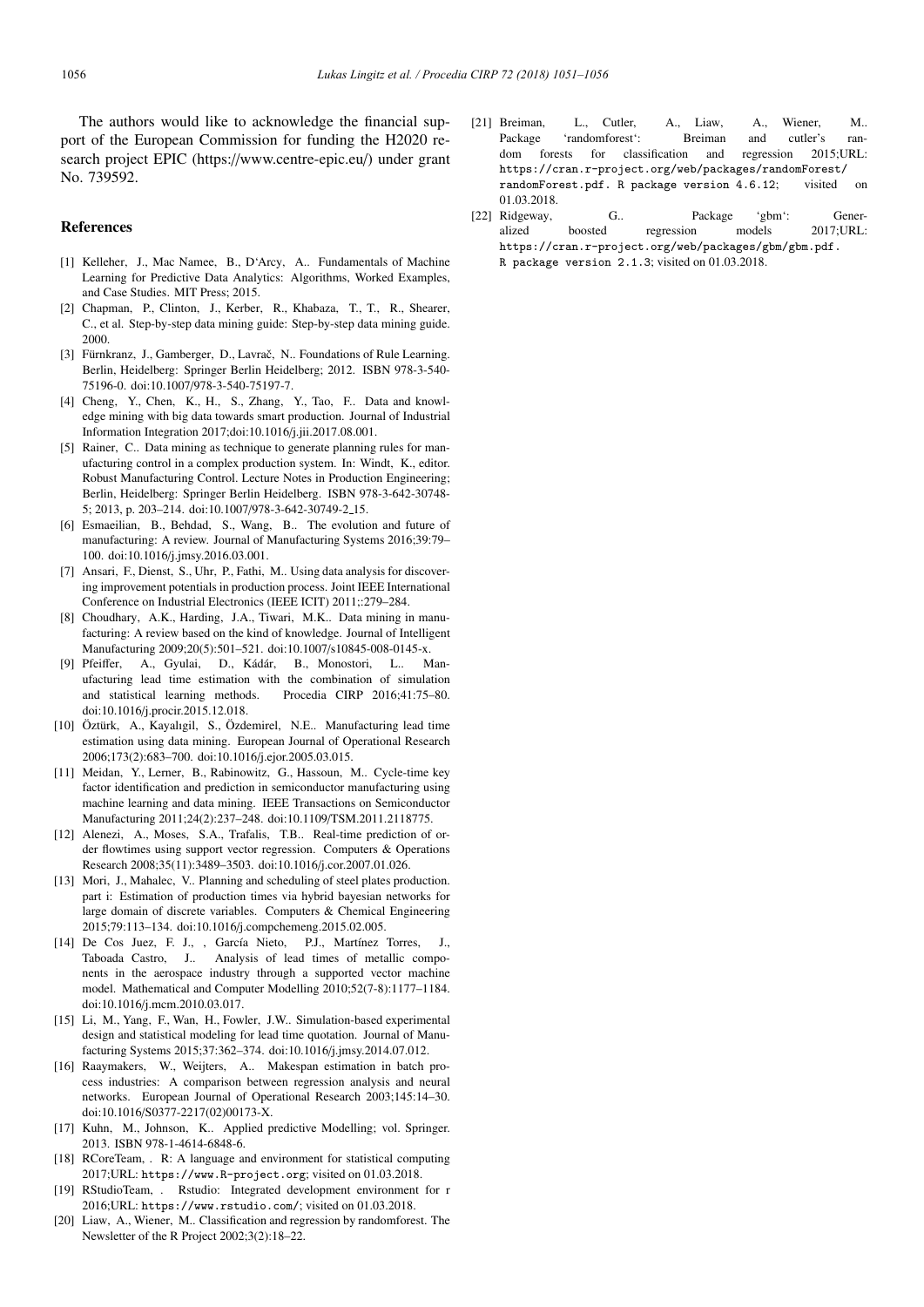The authors would like to acknowledge the financial support of the European Commission for funding the H2020 research project EPIC (https://www.centre-epic.eu/) under grant No. 739592.

## References

[1] Kelleher, J., Mac Namee, B., D'Arcy, A.. Fundamentals of Machine Learning for Predictive Data Analytics: Algorithms, Worked Examples, and Case Studies. MIT Press; 2015.

[2] Chapman, P., Clinton, J., Kerber, R., Khabaza, T., T., R., Shearer, C., et al. Step-by-step data mining guide: Step-by-step data mining guide. 2000.

[3] Fürnkranz, J., Gamberger, D., Lavrač, N.. Foundations of Rule Learning. Berlin, Heidelberg: Springer Berlin Heidelberg; 2012. ISBN 978-3-540-75196-0. doi:10.1007/978-3-540-75197-7.

[4] Cheng, Y., Chen, K., H., S., Zhang, Y., Tao, F.. Data and knowledge mining with big data towards smart production. Journal of Industrial Information Integration 2017;doi:10.1016/j.jii.2017.08.001.

[5] Rainer, C.. Data mining as technique to generate planning rules for manufacturing control in a complex production system. In: Windt, K., editor. Robust Manufacturing Control. Lecture Notes in Production Engineering; Berlin, Heidelberg: Springer Berlin Heidelberg. ISBN 978-3-642-30748-5; 2013, p. 203–214. doi:10.1007/978-3-642-30749-2_15.

[6] Esmaeilian, B., Behdad, S., Wang, B.. The evolution and future of manufacturing: A review. Journal of Manufacturing Systems 2016;39:79–100. doi:10.1016/j.jmsy.2016.03.001.

[7] Ansari, F., Dienst, S., Uhr, P., Fathi, M.. Using data analysis for discovering improvement potentials in production process. Joint IEEE International Conference on Industrial Electronics (IEEE ICIT) 2011;:279–284.

[8] Choudhary, A.K., Harding, J.A., Tiwari, M.K.. Data mining in manufacturing: A review based on the kind of knowledge. Journal of Intelligent Manufacturing 2009;20(5):501–521. doi:10.1007/s10845-008-0145-x.

[9] Pfeiffer, A., Gyulai, D., Kádár, B., Monostori, L.. Manufacturing lead time estimation with the combination of simulation and statistical learning methods. Procedia CIRP 2016;41:75–80. doi:10.1016/j.procir.2015.12.018.

[10] Öztürk, A., Kayalıgil, S., Özdemirel, N.E.. Manufacturing lead time estimation using data mining. European Journal of Operational Research 2006;173(2):683–700. doi:10.1016/j.ejor.2005.03.015.

[11] Meidan, Y., Lerner, B., Rabinowitz, G., Hassoun, M.. Cycle-time key factor identification and prediction in semiconductor manufacturing using machine learning and data mining. IEEE Transactions on Semiconductor Manufacturing 2011;24(2):237–248. doi:10.1109/TSM.2011.2118775.

[12] Alenezi, A., Moses, S.A., Trafalis, T.B.. Real-time prediction of order flowtimes using support vector regression. Computers & Operations Research 2008;35(11):3489–3503. doi:10.1016/j.cor.2007.01.026.

[13] Mori, J., Mahalec, V.. Planning and scheduling of steel plates production. part i: Estimation of production times via hybrid bayesian networks for large domain of discrete variables. Computers & Chemical Engineering 2015;79:113–134. doi:10.1016/j.compchemeng.2015.02.005.

[14] De Cos Juez, F. J., , García Nieto, P.J., Martínez Torres, J., Taboada Castro, J.. Analysis of lead times of metallic components in the aerospace industry through a supported vector machine model. Mathematical and Computer Modelling 2010;52(7-8):1177–1184. doi:10.1016/j.mcm.2010.03.017.

[15] Li, M., Yang, F., Wan, H., Fowler, J.W.. Simulation-based experimental design and statistical modeling for lead time quotation. Journal of Manufacturing Systems 2015;37:362–374. doi:10.1016/j.jmsy.2014.07.012.

[16] Raaymakers, W., Weijters, A.. Makespan estimation in batch process industries: A comparison between regression analysis and neural networks. European Journal of Operational Research 2003;145:14–30. doi:10.1016/S0377-2217(02)00173-X.

[17] Kuhn, M., Johnson, K.. Applied predictive Modelling; vol. Springer. 2013. ISBN 978-1-4614-6848-6.

[18] RCoreTeam, . R: A language and environment for statistical computing 2017;URL: https://www.R-project.org; visited on 01.03.2018.

[19] RStudioTeam, . Rstudio: Integrated development environment for r 2016;URL: https://www.rstudio.com/; visited on 01.03.2018.

[20] Liaw, A., Wiener, M.. Classification and regression by randomforest. The Newsletter of the R Project 2002;3(2):18–22.

[21] Breiman, L., Cutler, A., Liaw, A., Wiener, M.. Package 'randomforest': Breiman and cutler's random forests for classification and regression 2015;URL: https://cran.r-project.org/web/packages/randomForest/randomForest.pdf. R package version 4.6.12; visited on 01.03.2018.

[22] Ridgeway, G.. Package 'gbm': Generalized boosted regression models 2017;URL: https://cran.r-project.org/web/packages/gbm/gbm.pdf. R package version 2.1.3; visited on 01.03.2018.